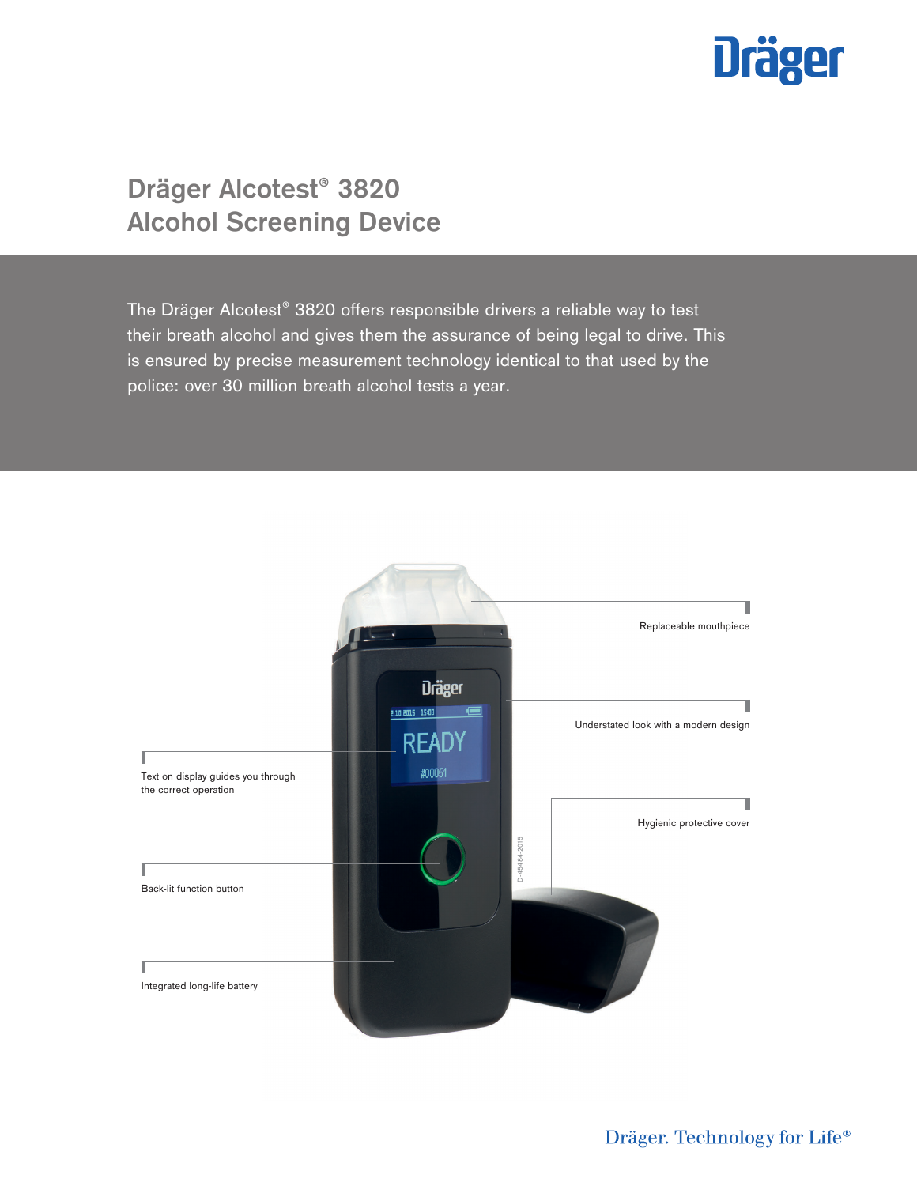# Dräger Alcotest® 3820 Alcohol Screening Device

The Dräger Alcotest® 3820 offers responsible drivers a reliable way to test their breath alcohol and gives them the assurance of being legal to drive. This is ensured by precise measurement technology identical to that used by the police: over 30 million breath alcohol tests a year.

Replaceable mouthpiece

Understated look with a modern design

Text on display guides you through the correct operation

Hygienic protective cover

Back-lit function button

Integrated long-life battery

Dräger. Technology for Life®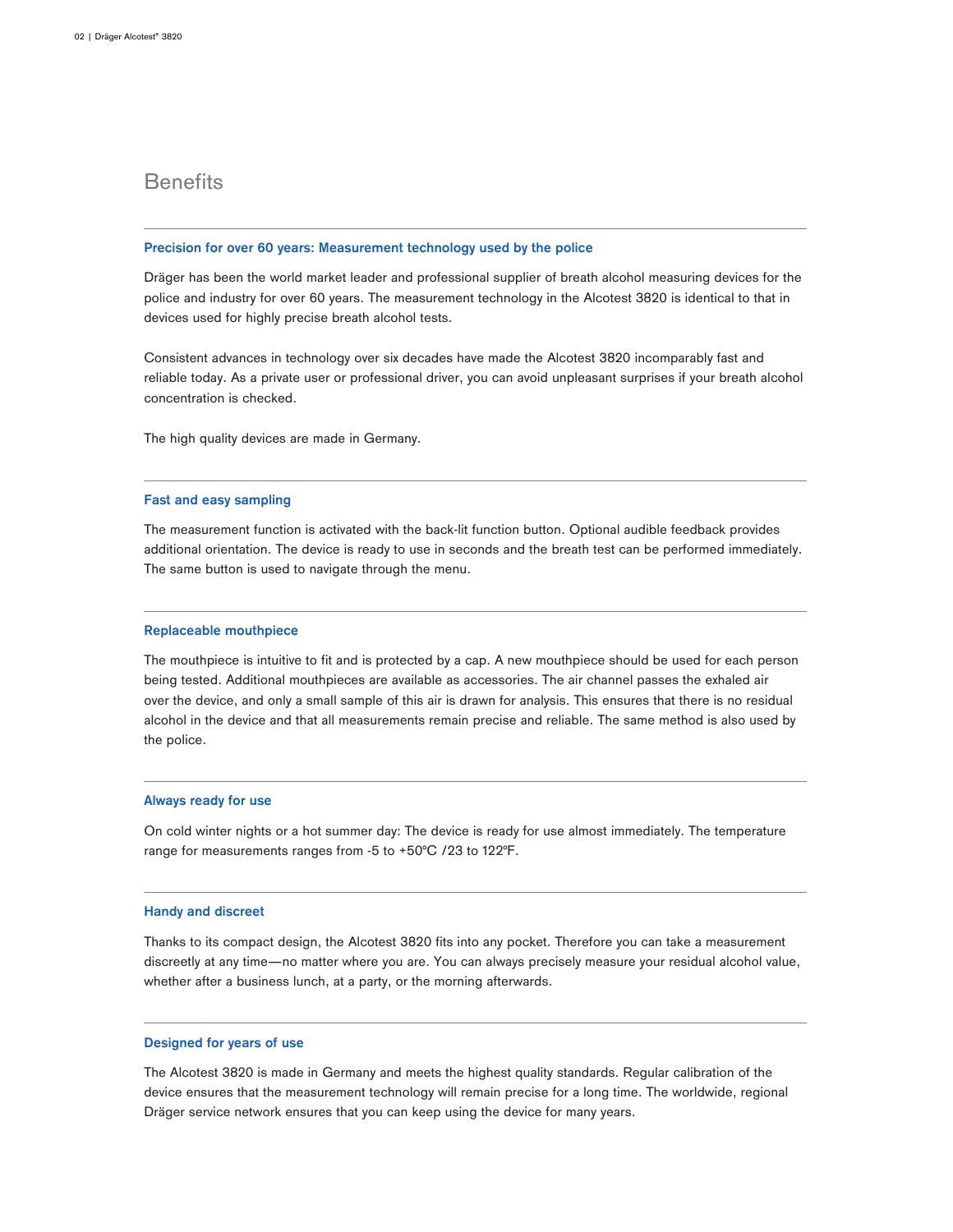# Benefits

### Precision for over 60 years: Measurement technology used by the police

Dräger has been the world market leader and professional supplier of breath alcohol measuring devices for the police and industry for over 60 years. The measurement technology in the Alcotest 3820 is identical to that in devices used for highly precise breath alcohol tests.

Consistent advances in technology over six decades have made the Alcotest 3820 incomparably fast and reliable today. As a private user or professional driver, you can avoid unpleasant surprises if your breath alcohol concentration is checked.

The high quality devices are made in Germany.

### Fast and easy sampling

The measurement function is activated with the back-lit function button. Optional audible feedback provides additional orientation. The device is ready to use in seconds and the breath test can be performed immediately. The same button is used to navigate through the menu.

### Replaceable mouthpiece

The mouthpiece is intuitive to fit and is protected by a cap. A new mouthpiece should be used for each person being tested. Additional mouthpieces are available as accessories. The air channel passes the exhaled air over the device, and only a small sample of this air is drawn for analysis. This ensures that there is no residual alcohol in the device and that all measurements remain precise and reliable. The same method is also used by the police.

### Always ready for use

On cold winter nights or a hot summer day: The device is ready for use almost immediately. The temperature range for measurements ranges from -5 to +50°C /23 to 122°F.

### Handy and discreet

Thanks to its compact design, the Alcotest 3820 fits into any pocket. Therefore you can take a measurement discreetly at any time—no matter where you are. You can always precisely measure your residual alcohol value, whether after a business lunch, at a party, or the morning afterwards.

### Designed for years of use

The Alcotest 3820 is made in Germany and meets the highest quality standards. Regular calibration of the device ensures that the measurement technology will remain precise for a long time. The worldwide, regional Dräger service network ensures that you can keep using the device for many years.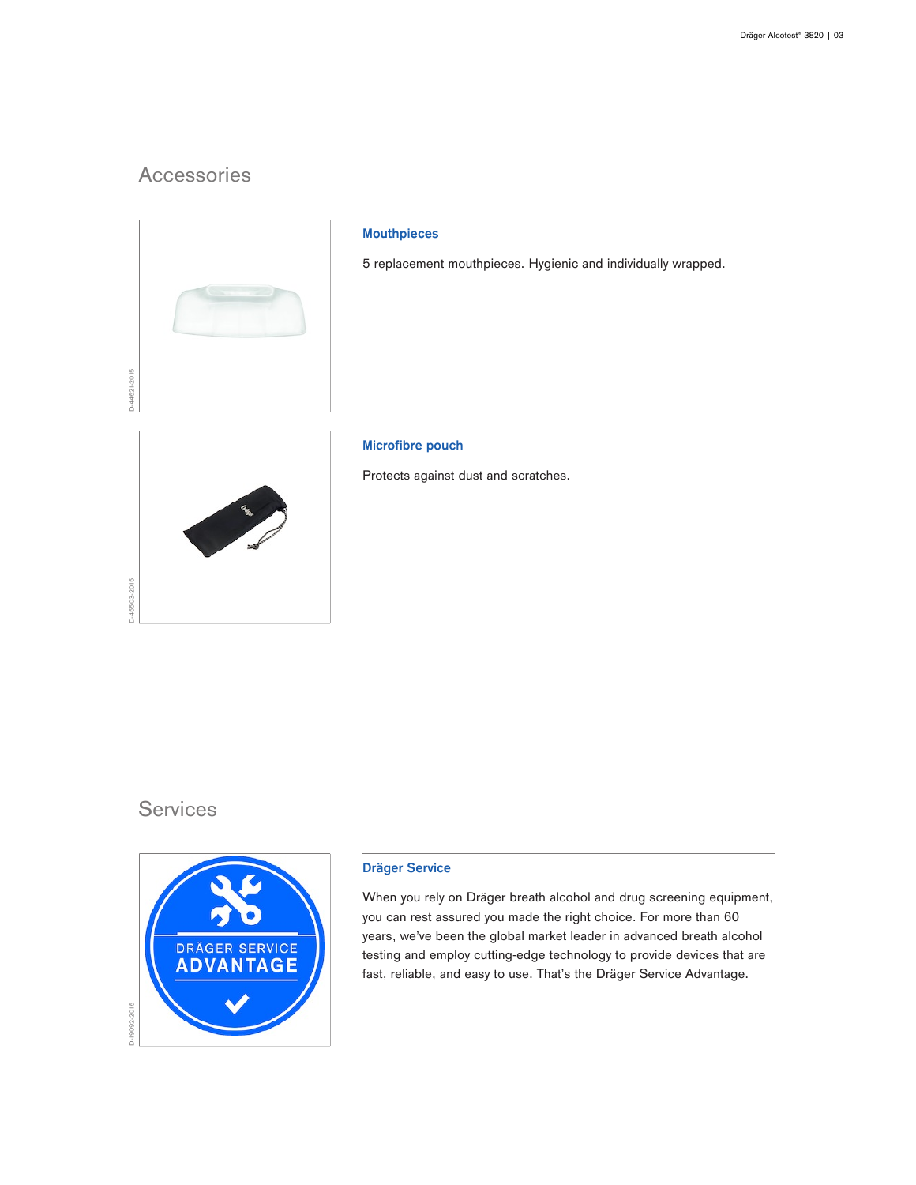## Accessories

### Mouthpieces

5 replacement mouthpieces. Hygienic and individually wrapped.

### Microfibre pouch

Protects against dust and scratches.

## Services

### Dräger Service

When you rely on Dräger breath alcohol and drug screening equipment, you can rest assured you made the right choice. For more than 60 years, we've been the global market leader in advanced breath alcohol testing and employ cutting-edge technology to provide devices that are fast, reliable, and easy to use. That's the Dräger Service Advantage.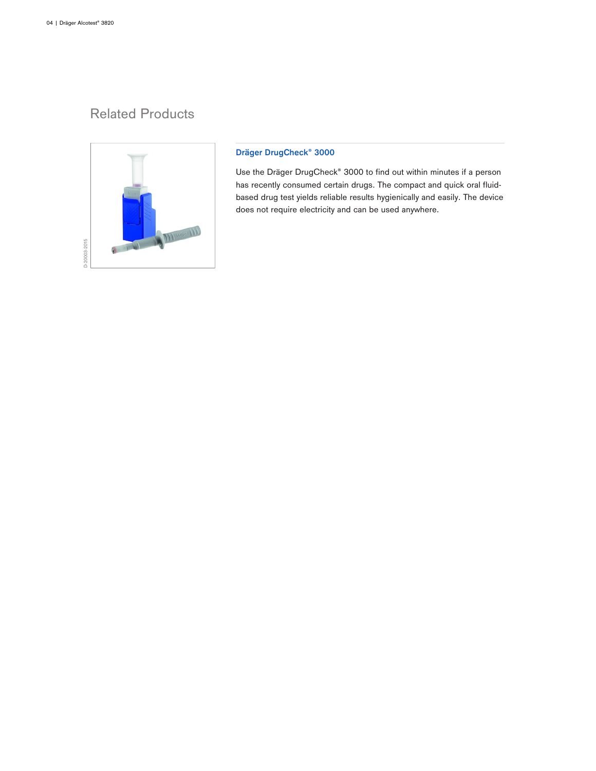## Related Products

D-20003-2015

### Dräger DrugCheck® 3000

Use the Dräger DrugCheck® 3000 to find out within minutes if a person has recently consumed certain drugs. The compact and quick oral fluid-based drug test yields reliable results hygienically and easily. The device does not require electricity and can be used anywhere.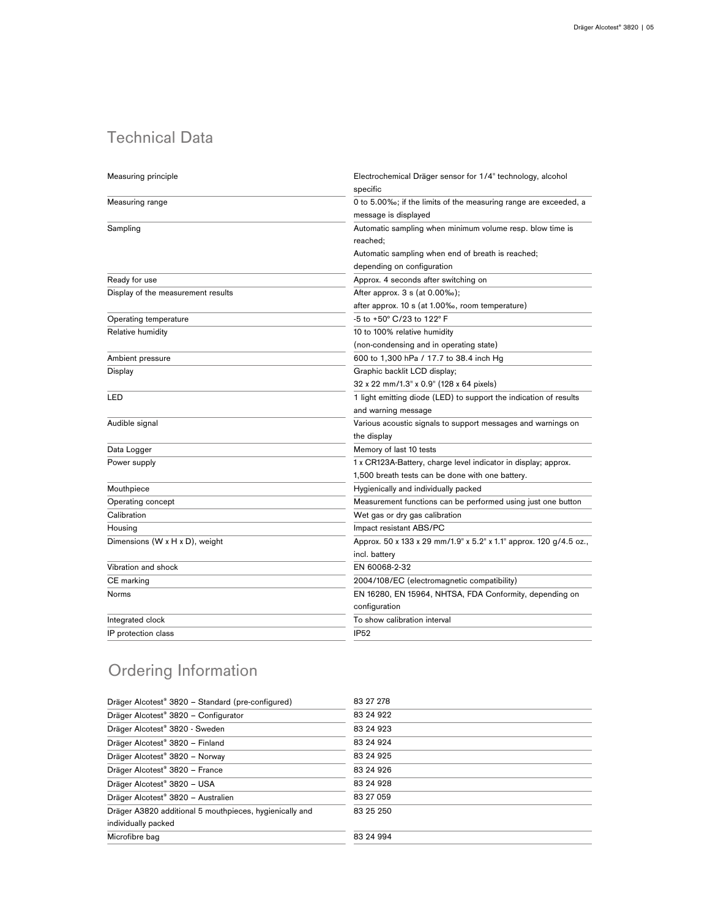## Technical Data

| | |
|---|---|
| Measuring principle | Electrochemical Dräger sensor for 1/4" technology, alcohol specific |
| Measuring range | 0 to 5.00‰; if the limits of the measuring range are exceeded, a message is displayed |
| Sampling | Automatic sampling when minimum volume resp. blow time is reached;<br>Automatic sampling when end of breath is reached;<br>depending on configuration |
| Ready for use | Approx. 4 seconds after switching on |
| Display of the measurement results | After approx. 3 s (at 0.00‰);<br>after approx. 10 s (at 1.00‰, room temperature) |
| Operating temperature | -5 to +50° C/23 to 122° F |
| Relative humidity | 10 to 100% relative humidity<br>(non-condensing and in operating state) |
| Ambient pressure | 600 to 1,300 hPa / 17.7 to 38.4 inch Hg |
| Display | Graphic backlit LCD display;<br>32 x 22 mm/1.3" x 0.9" (128 x 64 pixels) |
| LED | 1 light emitting diode (LED) to support the indication of results and warning message |
| Audible signal | Various acoustic signals to support messages and warnings on the display |
| Data Logger | Memory of last 10 tests |
| Power supply | 1 x CR123A-Battery, charge level indicator in display; approx. 1,500 breath tests can be done with one battery. |
| Mouthpiece | Hygienically and individually packed |
| Operating concept | Measurement functions can be performed using just one button |
| Calibration | Wet gas or dry gas calibration |
| Housing | Impact resistant ABS/PC |
| Dimensions (W x H x D), weight | Approx. 50 x 133 x 29 mm/1.9" x 5.2" x 1.1" approx. 120 g/4.5 oz., incl. battery |
| Vibration and shock | EN 60068-2-32 |
| CE marking | 2004/108/EC (electromagnetic compatibility) |
| Norms | EN 16280, EN 15964, NHTSA, FDA Conformity, depending on configuration |
| Integrated clock | To show calibration interval |
| IP protection class | IP52 |

## Ordering Information

| | |
|---|---|
| Dräger Alcotest® 3820 – Standard (pre-configured) | 83 27 278 |
| Dräger Alcotest® 3820 – Configurator | 83 24 922 |
| Dräger Alcotest® 3820 - Sweden | 83 24 923 |
| Dräger Alcotest® 3820 – Finland | 83 24 924 |
| Dräger Alcotest® 3820 – Norway | 83 24 925 |
| Dräger Alcotest® 3820 – France | 83 24 926 |
| Dräger Alcotest® 3820 – USA | 83 24 928 |
| Dräger Alcotest® 3820 – Australien | 83 27 059 |
| Dräger A3820 additional 5 mouthpieces, hygienically and individually packed | 83 25 250 |
| Microfibre bag | 83 24 994 |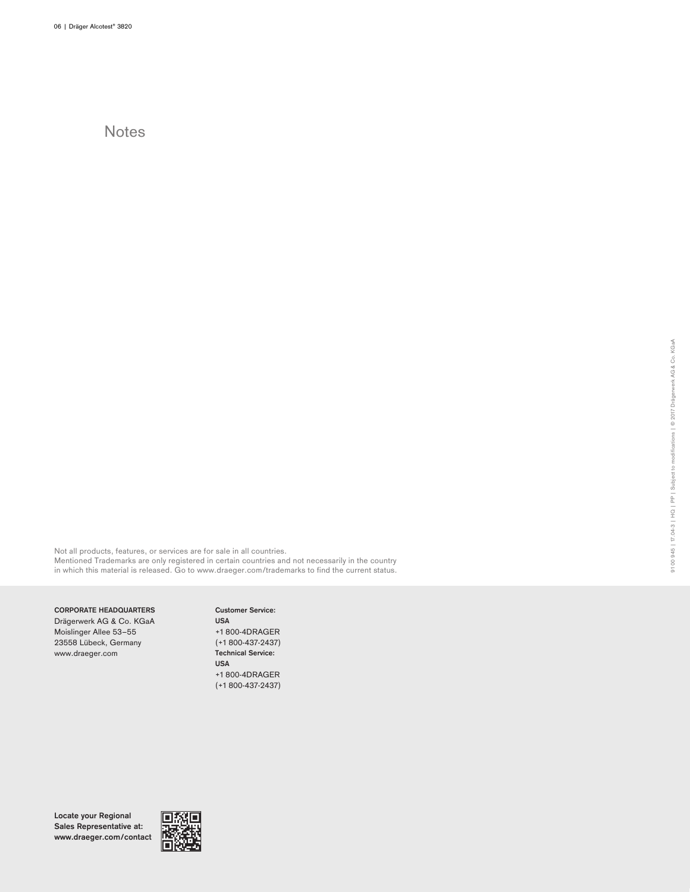## Notes

Not all products, features, or services are for sale in all countries.
Mentioned Trademarks are only registered in certain countries and not necessarily in the country in which this material is released. Go to www.draeger.com/trademarks to find the current status.

**CORPORATE HEADQUARTERS**
Drägerwerk AG & Co. KGaA
Moislinger Allee 53–55
23558 Lübeck, Germany
www.draeger.com

**Customer Service:**
**USA**
+1 800-4DRAGER
(+1 800-437-2437)
**Technical Service:**
**USA**
+1 800-4DRAGER
(+1 800-437-2437)

**Locate your Regional Sales Representative at: www.draeger.com/contact**

91 00 945 | 17.04-3 | HQ | PP | Subject to modifications | © 2017 Drägerwerk AG & Co. KGaA